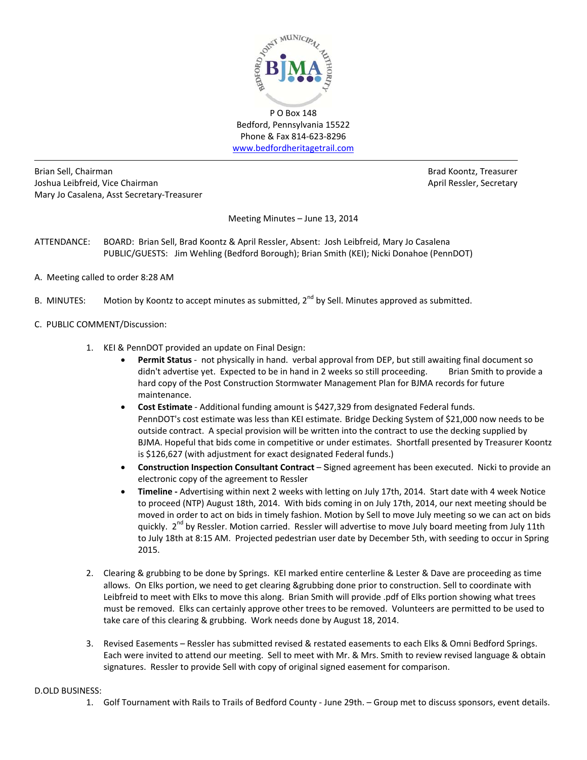P O Box 148
Bedford, Pennsylvania 15522
Phone & Fax 814-623-8296
www.bedfordheritagetrail.com

---

Brian Sell, Chairman
Joshua Leibfreid, Vice Chairman
Mary Jo Casalena, Asst Secretary-Treasurer

Brad Koontz, Treasurer
April Ressler, Secretary

Meeting Minutes – June 13, 2014

ATTENDANCE: BOARD: Brian Sell, Brad Koontz & April Ressler, Absent: Josh Leibfreid, Mary Jo Casalena
PUBLIC/GUESTS: Jim Wehling (Bedford Borough); Brian Smith (KEI); Nicki Donahoe (PennDOT)

A. Meeting called to order 8:28 AM

B. MINUTES: Motion by Koontz to accept minutes as submitted, 2nd by Sell. Minutes approved as submitted.

C. PUBLIC COMMENT/Discussion:

1. KEI & PennDOT provided an update on Final Design:
   - **Permit Status** - not physically in hand. verbal approval from DEP, but still awaiting final document so didn't advertise yet. Expected to be in hand in 2 weeks so still proceeding. Brian Smith to provide a hard copy of the Post Construction Stormwater Management Plan for BJMA records for future maintenance.
   - **Cost Estimate** - Additional funding amount is $427,329 from designated Federal funds. PennDOT's cost estimate was less than KEI estimate. Bridge Decking System of $21,000 now needs to be outside contract. A special provision will be written into the contract to use the decking supplied by BJMA. Hopeful that bids come in competitive or under estimates. Shortfall presented by Treasurer Koontz is $126,627 (with adjustment for exact designated Federal funds.)
   - **Construction Inspection Consultant Contract** – Signed agreement has been executed. Nicki to provide an electronic copy of the agreement to Ressler
   - **Timeline -** Advertising within next 2 weeks with letting on July 17th, 2014. Start date with 4 week Notice to proceed (NTP) August 18th, 2014. With bids coming in on July 17th, 2014, our next meeting should be moved in order to act on bids in timely fashion. Motion by Sell to move July meeting so we can act on bids quickly. 2nd by Ressler. Motion carried. Ressler will advertise to move July board meeting from July 11th to July 18th at 8:15 AM. Projected pedestrian user date by December 5th, with seeding to occur in Spring 2015.

2. Clearing & grubbing to be done by Springs. KEI marked entire centerline & Lester & Dave are proceeding as time allows. On Elks portion, we need to get clearing &grubbing done prior to construction. Sell to coordinate with Leibfreid to meet with Elks to move this along. Brian Smith will provide .pdf of Elks portion showing what trees must be removed. Elks can certainly approve other trees to be removed. Volunteers are permitted to be used to take care of this clearing & grubbing. Work needs done by August 18, 2014.

3. Revised Easements – Ressler has submitted revised & restated easements to each Elks & Omni Bedford Springs. Each were invited to attend our meeting. Sell to meet with Mr. & Mrs. Smith to review revised language & obtain signatures. Ressler to provide Sell with copy of original signed easement for comparison.

D.OLD BUSINESS:

1. Golf Tournament with Rails to Trails of Bedford County - June 29th. – Group met to discuss sponsors, event details.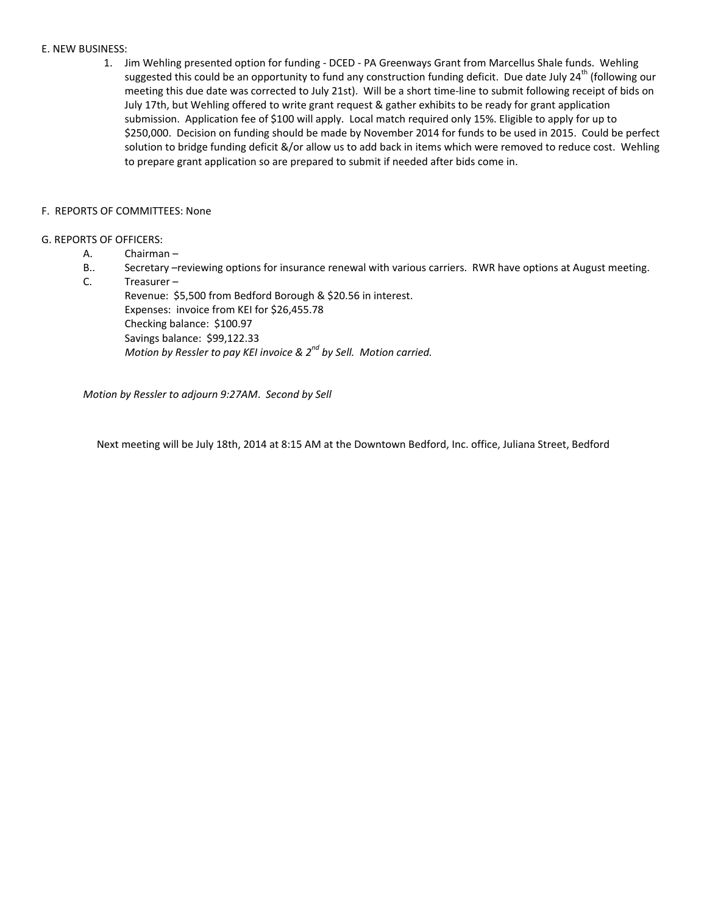E. NEW BUSINESS:

1. Jim Wehling presented option for funding - DCED - PA Greenways Grant from Marcellus Shale funds. Wehling suggested this could be an opportunity to fund any construction funding deficit. Due date July 24th (following our meeting this due date was corrected to July 21st). Will be a short time-line to submit following receipt of bids on July 17th, but Wehling offered to write grant request & gather exhibits to be ready for grant application submission. Application fee of $100 will apply. Local match required only 15%. Eligible to apply for up to $250,000. Decision on funding should be made by November 2014 for funds to be used in 2015. Could be perfect solution to bridge funding deficit &/or allow us to add back in items which were removed to reduce cost. Wehling to prepare grant application so are prepared to submit if needed after bids come in.

F. REPORTS OF COMMITTEES: None

G. REPORTS OF OFFICERS:

A. Chairman –

B.. Secretary –reviewing options for insurance renewal with various carriers. RWR have options at August meeting.

C. Treasurer –
Revenue: $5,500 from Bedford Borough & $20.56 in interest.
Expenses: invoice from KEI for $26,455.78
Checking balance: $100.97
Savings balance: $99,122.33
*Motion by Ressler to pay KEI invoice & 2nd by Sell. Motion carried.*

*Motion by Ressler to adjourn 9:27AM. Second by Sell*

Next meeting will be July 18th, 2014 at 8:15 AM at the Downtown Bedford, Inc. office, Juliana Street, Bedford